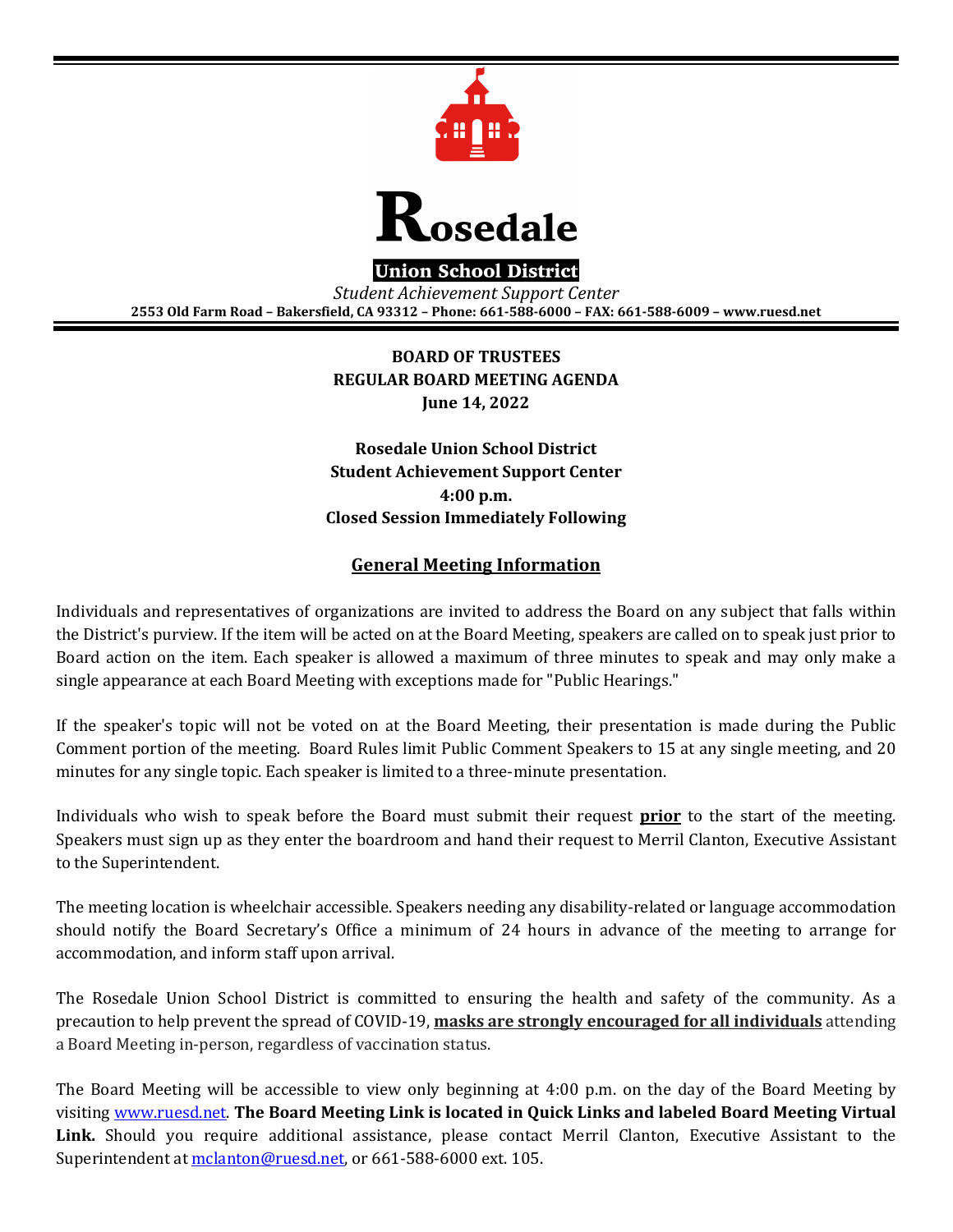# Rosedale

**Union School District**

*Student Achievement Support Center*

**2553 Old Farm Road – Bakersfield, CA 93312 – Phone: 661-588-6000 – FAX: 661-588-6009 – www.ruesd.net**

**BOARD OF TRUSTEES**
**REGULAR BOARD MEETING AGENDA**
**June 14, 2022**

**Rosedale Union School District**
**Student Achievement Support Center**
**4:00 p.m.**
**Closed Session Immediately Following**

## General Meeting Information

Individuals and representatives of organizations are invited to address the Board on any subject that falls within the District's purview. If the item will be acted on at the Board Meeting, speakers are called on to speak just prior to Board action on the item. Each speaker is allowed a maximum of three minutes to speak and may only make a single appearance at each Board Meeting with exceptions made for "Public Hearings."

If the speaker's topic will not be voted on at the Board Meeting, their presentation is made during the Public Comment portion of the meeting. Board Rules limit Public Comment Speakers to 15 at any single meeting, and 20 minutes for any single topic. Each speaker is limited to a three-minute presentation.

Individuals who wish to speak before the Board must submit their request **prior** to the start of the meeting. Speakers must sign up as they enter the boardroom and hand their request to Merril Clanton, Executive Assistant to the Superintendent.

The meeting location is wheelchair accessible. Speakers needing any disability-related or language accommodation should notify the Board Secretary's Office a minimum of 24 hours in advance of the meeting to arrange for accommodation, and inform staff upon arrival.

The Rosedale Union School District is committed to ensuring the health and safety of the community. As a precaution to help prevent the spread of COVID-19, **masks are strongly encouraged for all individuals** attending a Board Meeting in-person, regardless of vaccination status.

The Board Meeting will be accessible to view only beginning at 4:00 p.m. on the day of the Board Meeting by visiting www.ruesd.net. **The Board Meeting Link is located in Quick Links and labeled Board Meeting Virtual Link.** Should you require additional assistance, please contact Merril Clanton, Executive Assistant to the Superintendent at mclanton@ruesd.net, or 661-588-6000 ext. 105.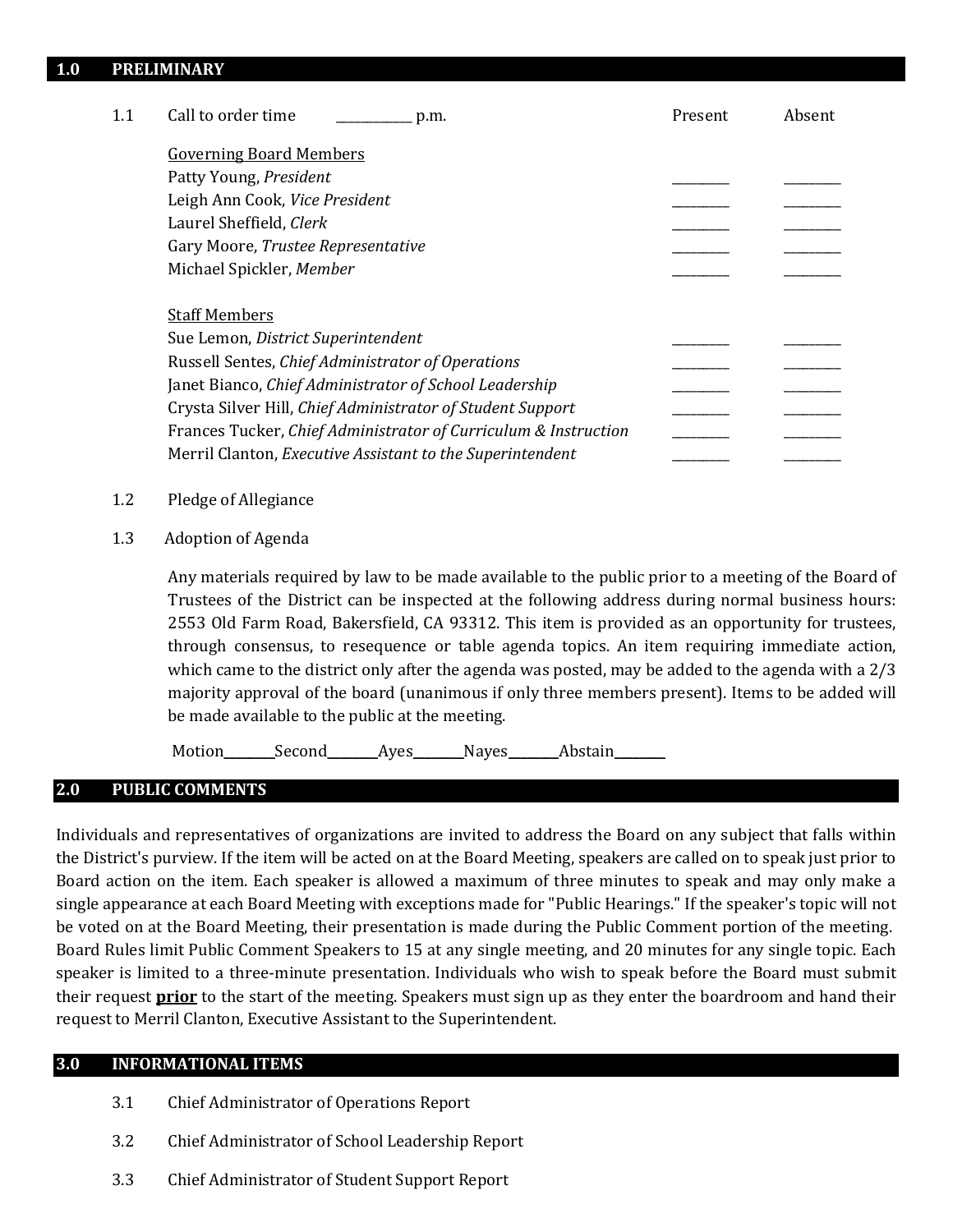## 1.0 PRELIMINARY

1.1 Call to order time ___________ p.m.

| | Present | Absent |
|---|---|---|
| <u>Governing Board Members</u> | | |
| Patty Young, *President* | ________ | ________ |
| Leigh Ann Cook, *Vice President* | ________ | ________ |
| Laurel Sheffield, *Clerk* | ________ | ________ |
| Gary Moore, *Trustee Representative* | ________ | ________ |
| Michael Spickler, *Member* | ________ | ________ |
| <u>Staff Members</u> | | |
| Sue Lemon, *District Superintendent* | ________ | ________ |
| Russell Sentes, *Chief Administrator of Operations* | ________ | ________ |
| Janet Bianco, *Chief Administrator of School Leadership* | ________ | ________ |
| Crysta Silver Hill, *Chief Administrator of Student Support* | ________ | ________ |
| Frances Tucker, *Chief Administrator of Curriculum & Instruction* | ________ | ________ |
| Merril Clanton, *Executive Assistant to the Superintendent* | ________ | ________ |

1.2 Pledge of Allegiance

1.3 Adoption of Agenda

Any materials required by law to be made available to the public prior to a meeting of the Board of Trustees of the District can be inspected at the following address during normal business hours: 2553 Old Farm Road, Bakersfield, CA 93312. This item is provided as an opportunity for trustees, through consensus, to resequence or table agenda topics. An item requiring immediate action, which came to the district only after the agenda was posted, may be added to the agenda with a 2/3 majority approval of the board (unanimous if only three members present). Items to be added will be made available to the public at the meeting.

Motion_______Second_______Ayes_______Nayes_______Abstain_______

## 2.0 PUBLIC COMMENTS

Individuals and representatives of organizations are invited to address the Board on any subject that falls within the District's purview. If the item will be acted on at the Board Meeting, speakers are called on to speak just prior to Board action on the item. Each speaker is allowed a maximum of three minutes to speak and may only make a single appearance at each Board Meeting with exceptions made for "Public Hearings." If the speaker's topic will not be voted on at the Board Meeting, their presentation is made during the Public Comment portion of the meeting. Board Rules limit Public Comment Speakers to 15 at any single meeting, and 20 minutes for any single topic. Each speaker is limited to a three-minute presentation. Individuals who wish to speak before the Board must submit their request **<u>prior</u>** to the start of the meeting. Speakers must sign up as they enter the boardroom and hand their request to Merril Clanton, Executive Assistant to the Superintendent.

## 3.0 INFORMATIONAL ITEMS

3.1 Chief Administrator of Operations Report

3.2 Chief Administrator of School Leadership Report

3.3 Chief Administrator of Student Support Report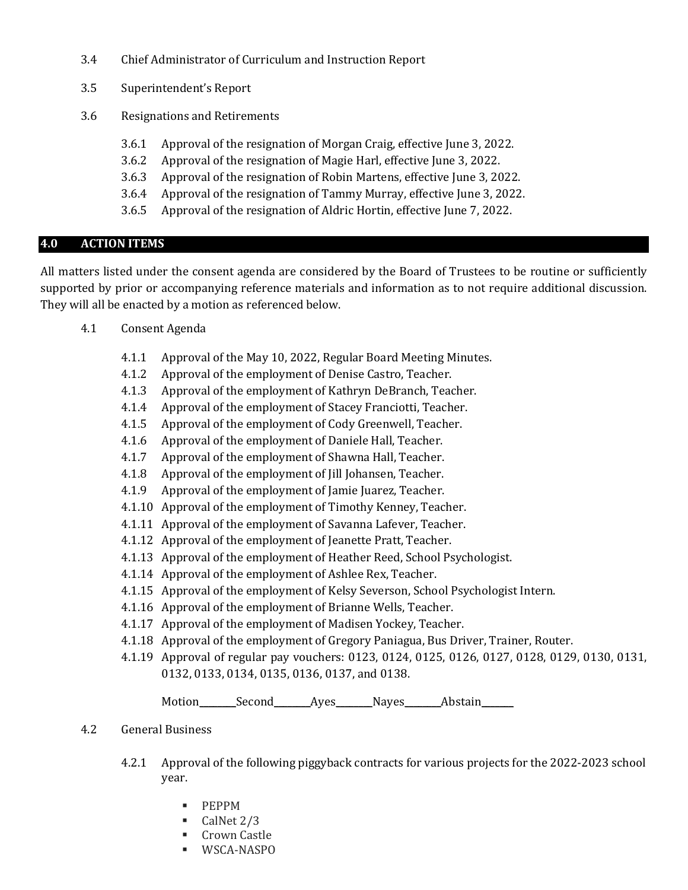3.4 Chief Administrator of Curriculum and Instruction Report

3.5 Superintendent's Report

3.6 Resignations and Retirements

- 3.6.1 Approval of the resignation of Morgan Craig, effective June 3, 2022.
- 3.6.2 Approval of the resignation of Magie Harl, effective June 3, 2022.
- 3.6.3 Approval of the resignation of Robin Martens, effective June 3, 2022.
- 3.6.4 Approval of the resignation of Tammy Murray, effective June 3, 2022.
- 3.6.5 Approval of the resignation of Aldric Hortin, effective June 7, 2022.

## 4.0 ACTION ITEMS

All matters listed under the consent agenda are considered by the Board of Trustees to be routine or sufficiently supported by prior or accompanying reference materials and information as to not require additional discussion. They will all be enacted by a motion as referenced below.

4.1 Consent Agenda

- 4.1.1 Approval of the May 10, 2022, Regular Board Meeting Minutes.
- 4.1.2 Approval of the employment of Denise Castro, Teacher.
- 4.1.3 Approval of the employment of Kathryn DeBranch, Teacher.
- 4.1.4 Approval of the employment of Stacey Franciotti, Teacher.
- 4.1.5 Approval of the employment of Cody Greenwell, Teacher.
- 4.1.6 Approval of the employment of Daniele Hall, Teacher.
- 4.1.7 Approval of the employment of Shawna Hall, Teacher.
- 4.1.8 Approval of the employment of Jill Johansen, Teacher.
- 4.1.9 Approval of the employment of Jamie Juarez, Teacher.
- 4.1.10 Approval of the employment of Timothy Kenney, Teacher.
- 4.1.11 Approval of the employment of Savanna Lafever, Teacher.
- 4.1.12 Approval of the employment of Jeanette Pratt, Teacher.
- 4.1.13 Approval of the employment of Heather Reed, School Psychologist.
- 4.1.14 Approval of the employment of Ashlee Rex, Teacher.
- 4.1.15 Approval of the employment of Kelsy Severson, School Psychologist Intern.
- 4.1.16 Approval of the employment of Brianne Wells, Teacher.
- 4.1.17 Approval of the employment of Madisen Yockey, Teacher.
- 4.1.18 Approval of the employment of Gregory Paniagua, Bus Driver, Trainer, Router.
- 4.1.19 Approval of regular pay vouchers: 0123, 0124, 0125, 0126, 0127, 0128, 0129, 0130, 0131, 0132, 0133, 0134, 0135, 0136, 0137, and 0138.

Motion\_\_\_\_\_\_\_\_Second\_\_\_\_\_\_\_\_Ayes\_\_\_\_\_\_\_\_Nayes\_\_\_\_\_\_\_\_Abstain\_\_\_\_\_\_\_\_

4.2 General Business

4.2.1 Approval of the following piggyback contracts for various projects for the 2022-2023 school year.

- PEPPM
- CalNet 2/3
- Crown Castle
- WSCA-NASPO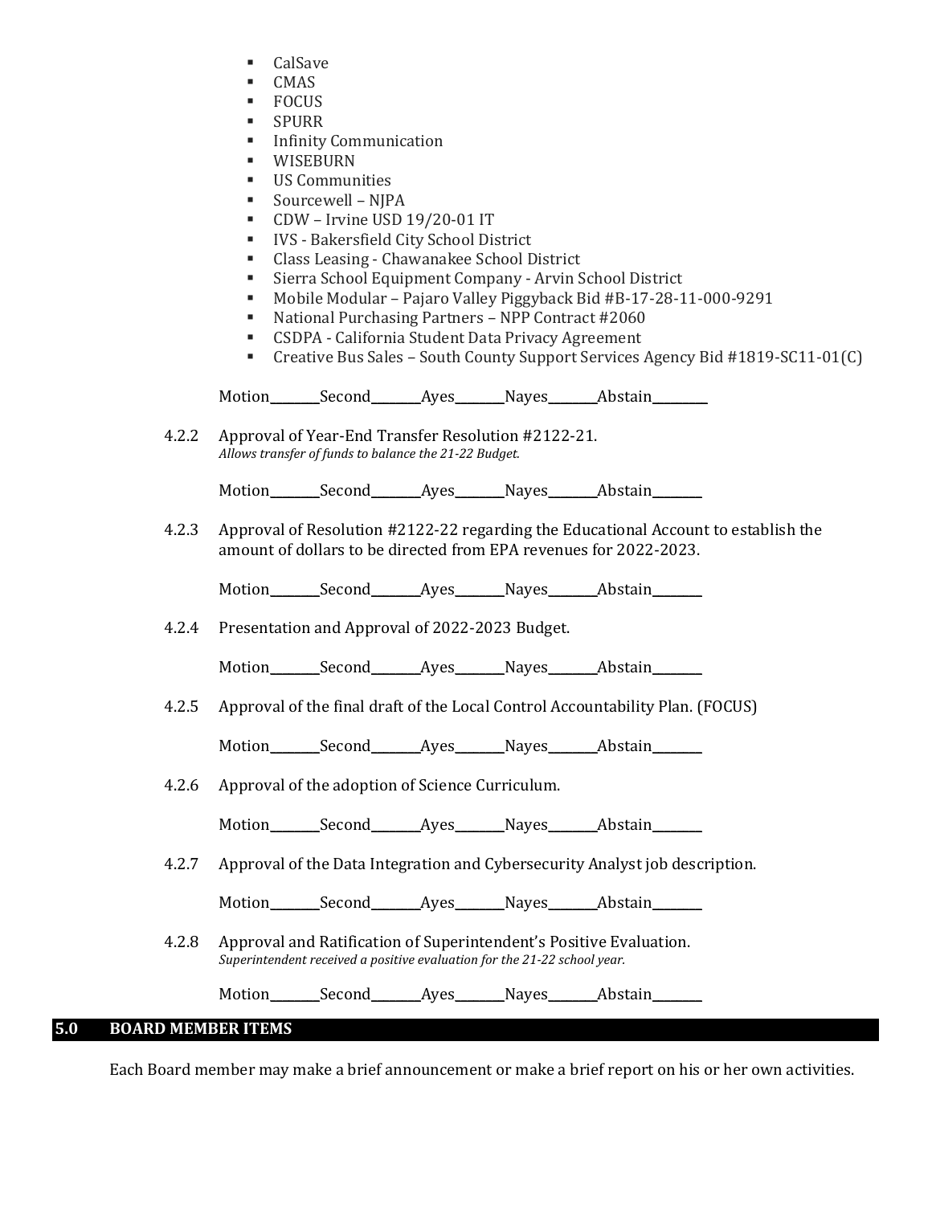- CalSave
- CMAS
- FOCUS
- SPURR
- Infinity Communication
- WISEBURN
- US Communities
- Sourcewell – NJPA
- CDW – Irvine USD 19/20-01 IT
- IVS - Bakersfield City School District
- Class Leasing - Chawanakee School District
- Sierra School Equipment Company - Arvin School District
- Mobile Modular – Pajaro Valley Piggyback Bid #B-17-28-11-000-9291
- National Purchasing Partners – NPP Contract #2060
- CSDPA - California Student Data Privacy Agreement
- Creative Bus Sales – South County Support Services Agency Bid #1819-SC11-01(C)

Motion_______Second_______Ayes_______Nayes_______Abstain________

4.2.2 Approval of Year-End Transfer Resolution #2122-21.
*Allows transfer of funds to balance the 21-22 Budget.*

Motion_______Second_______Ayes_______Nayes_______Abstain_______

4.2.3 Approval of Resolution #2122-22 regarding the Educational Account to establish the amount of dollars to be directed from EPA revenues for 2022-2023.

Motion_______Second_______Ayes_______Nayes_______Abstain_______

4.2.4 Presentation and Approval of 2022-2023 Budget.

Motion_______Second_______Ayes_______Nayes_______Abstain_______

4.2.5 Approval of the final draft of the Local Control Accountability Plan. (FOCUS)

Motion_______Second_______Ayes_______Nayes_______Abstain_______

4.2.6 Approval of the adoption of Science Curriculum.

Motion_______Second_______Ayes_______Nayes_______Abstain_______

4.2.7 Approval of the Data Integration and Cybersecurity Analyst job description.

Motion_______Second_______Ayes_______Nayes_______Abstain_______

4.2.8 Approval and Ratification of Superintendent's Positive Evaluation.
*Superintendent received a positive evaluation for the 21-22 school year.*

Motion_______Second_______Ayes_______Nayes_______Abstain_______

## 5.0 BOARD MEMBER ITEMS

Each Board member may make a brief announcement or make a brief report on his or her own activities.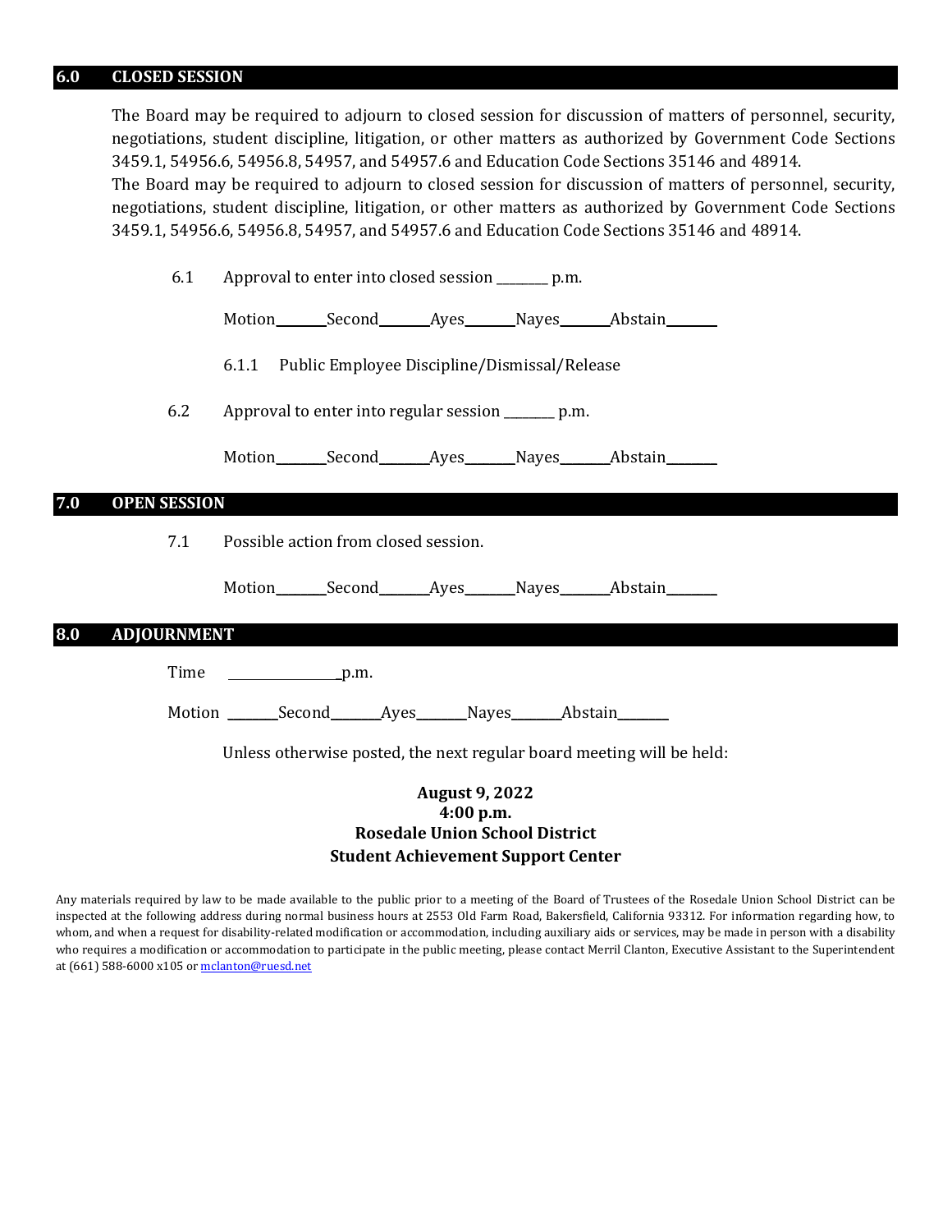## 6.0 CLOSED SESSION

The Board may be required to adjourn to closed session for discussion of matters of personnel, security, negotiations, student discipline, litigation, or other matters as authorized by Government Code Sections 3459.1, 54956.6, 54956.8, 54957, and 54957.6 and Education Code Sections 35146 and 48914.
The Board may be required to adjourn to closed session for discussion of matters of personnel, security, negotiations, student discipline, litigation, or other matters as authorized by Government Code Sections 3459.1, 54956.6, 54956.8, 54957, and 54957.6 and Education Code Sections 35146 and 48914.

6.1 Approval to enter into closed session ________ p.m.

Motion________Second________Ayes________Nayes________Abstain________

6.1.1 Public Employee Discipline/Dismissal/Release

6.2 Approval to enter into regular session ________ p.m.

Motion________Second________Ayes________Nayes________Abstain________

## 7.0 OPEN SESSION

7.1 Possible action from closed session.

Motion________Second________Ayes________Nayes________Abstain________

## 8.0 ADJOURNMENT

Time ________________p.m.

Motion ________Second________Ayes________Nayes________Abstain________

Unless otherwise posted, the next regular board meeting will be held:

**August 9, 2022**
**4:00 p.m.**
**Rosedale Union School District**
**Student Achievement Support Center**

Any materials required by law to be made available to the public prior to a meeting of the Board of Trustees of the Rosedale Union School District can be inspected at the following address during normal business hours at 2553 Old Farm Road, Bakersfield, California 93312. For information regarding how, to whom, and when a request for disability-related modification or accommodation, including auxiliary aids or services, may be made in person with a disability who requires a modification or accommodation to participate in the public meeting, please contact Merril Clanton, Executive Assistant to the Superintendent at (661) 588-6000 x105 or mclanton@ruesd.net